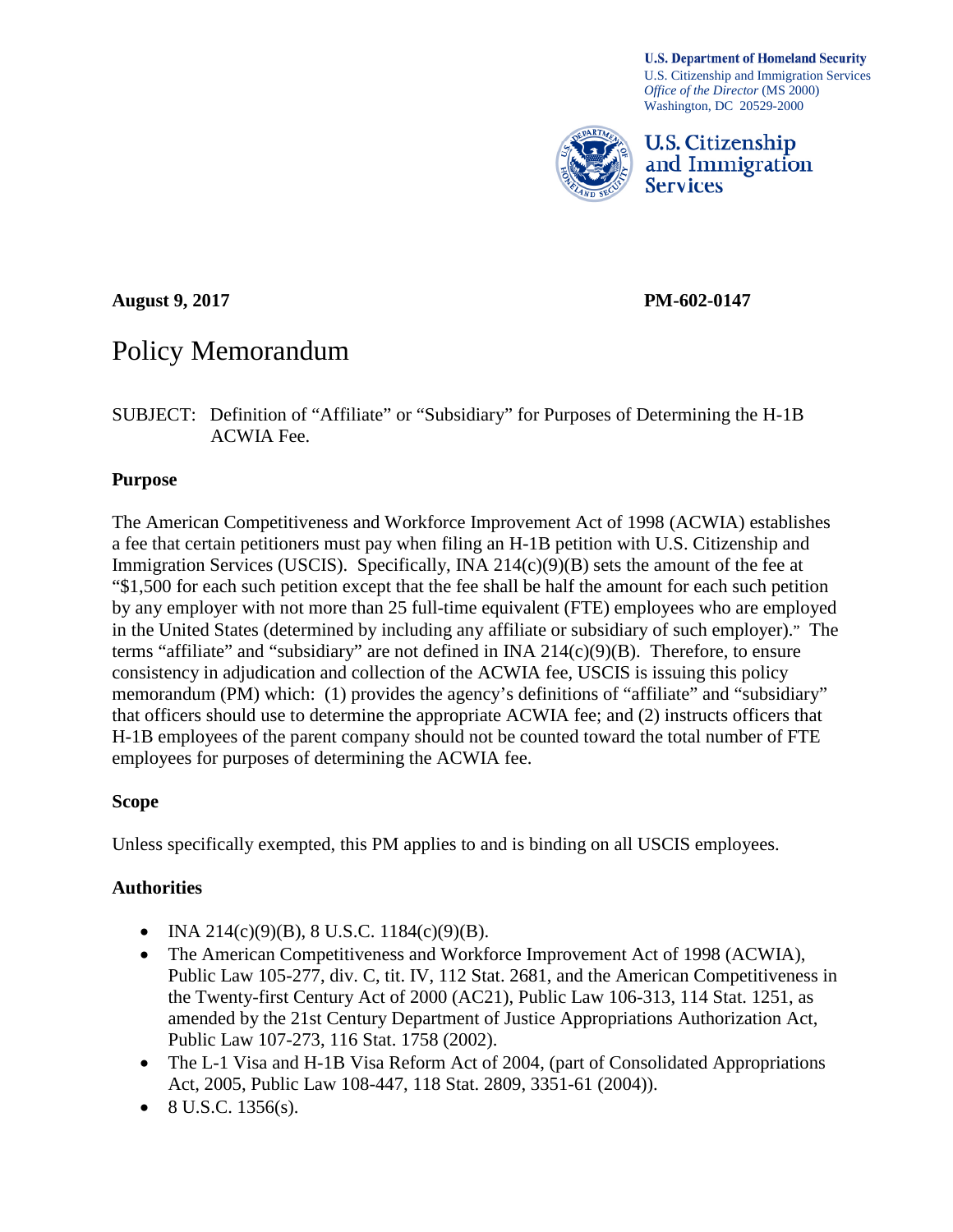**U.S. Department of Homeland Security**
U.S. Citizenship and Immigration Services
*Office of the Director* (MS 2000)
Washington, DC 20529-2000

**U.S. Citizenship and Immigration Services**

**August 9, 2017** **PM-602-0147**

# Policy Memorandum

SUBJECT: Definition of "Affiliate" or "Subsidiary" for Purposes of Determining the H-1B ACWIA Fee.

## Purpose

The American Competitiveness and Workforce Improvement Act of 1998 (ACWIA) establishes a fee that certain petitioners must pay when filing an H-1B petition with U.S. Citizenship and Immigration Services (USCIS). Specifically, INA 214(c)(9)(B) sets the amount of the fee at "$1,500 for each such petition except that the fee shall be half the amount for each such petition by any employer with not more than 25 full-time equivalent (FTE) employees who are employed in the United States (determined by including any affiliate or subsidiary of such employer)." The terms "affiliate" and "subsidiary" are not defined in INA 214(c)(9)(B). Therefore, to ensure consistency in adjudication and collection of the ACWIA fee, USCIS is issuing this policy memorandum (PM) which: (1) provides the agency's definitions of "affiliate" and "subsidiary" that officers should use to determine the appropriate ACWIA fee; and (2) instructs officers that H-1B employees of the parent company should not be counted toward the total number of FTE employees for purposes of determining the ACWIA fee.

## Scope

Unless specifically exempted, this PM applies to and is binding on all USCIS employees.

## Authorities

- INA 214(c)(9)(B), 8 U.S.C. 1184(c)(9)(B).
- The American Competitiveness and Workforce Improvement Act of 1998 (ACWIA), Public Law 105-277, div. C, tit. IV, 112 Stat. 2681, and the American Competitiveness in the Twenty-first Century Act of 2000 (AC21), Public Law 106-313, 114 Stat. 1251, as amended by the 21st Century Department of Justice Appropriations Authorization Act, Public Law 107-273, 116 Stat. 1758 (2002).
- The L-1 Visa and H-1B Visa Reform Act of 2004, (part of Consolidated Appropriations Act, 2005, Public Law 108-447, 118 Stat. 2809, 3351-61 (2004)).
- 8 U.S.C. 1356(s).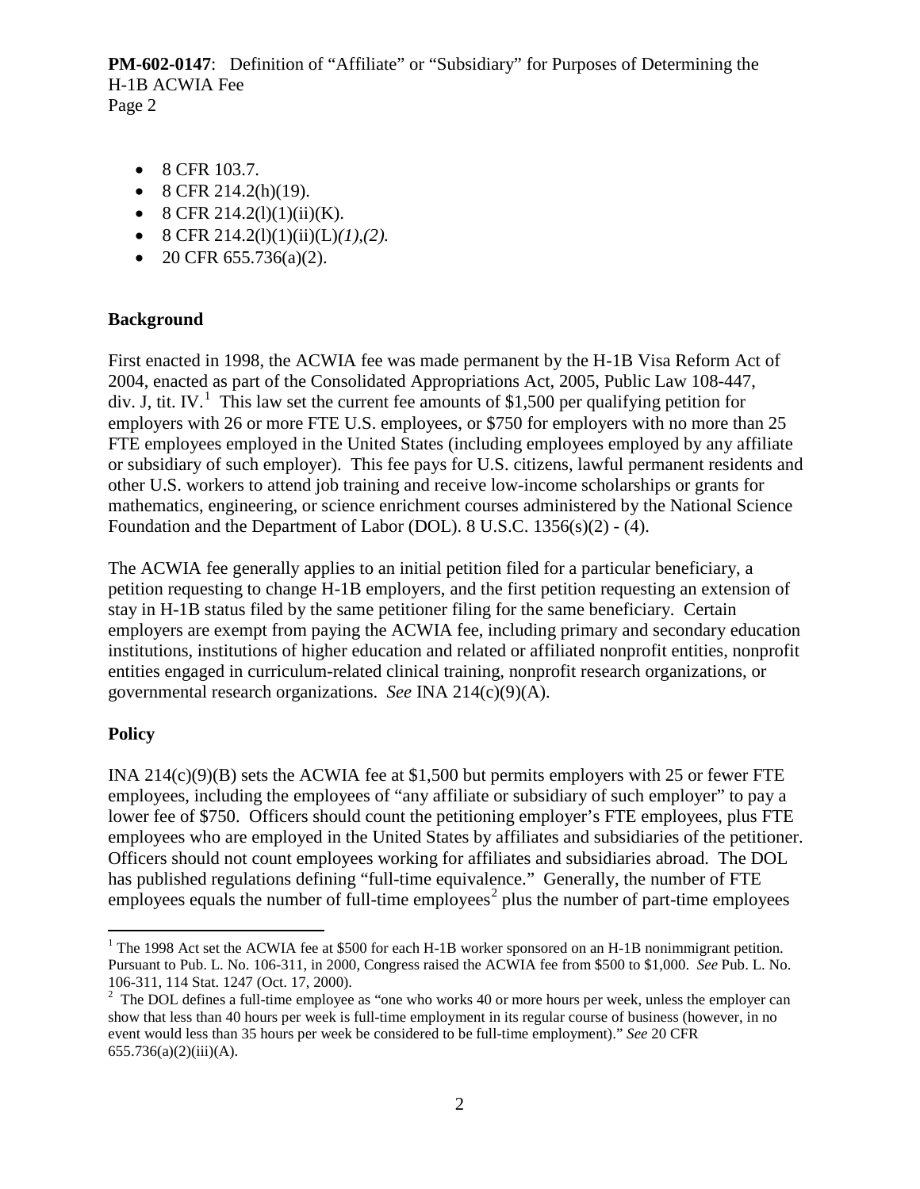- 8 CFR 103.7.
- 8 CFR 214.2(h)(19).
- 8 CFR 214.2(l)(1)(ii)(K).
- 8 CFR 214.2(l)(1)(ii)(L)*(1)*,*(2).*
- 20 CFR 655.736(a)(2).

## Background

First enacted in 1998, the ACWIA fee was made permanent by the H-1B Visa Reform Act of 2004, enacted as part of the Consolidated Appropriations Act, 2005, Public Law 108-447, div. J, tit. IV.[1] This law set the current fee amounts of $1,500 per qualifying petition for employers with 26 or more FTE U.S. employees, or $750 for employers with no more than 25 FTE employees employed in the United States (including employees employed by any affiliate or subsidiary of such employer). This fee pays for U.S. citizens, lawful permanent residents and other U.S. workers to attend job training and receive low-income scholarships or grants for mathematics, engineering, or science enrichment courses administered by the National Science Foundation and the Department of Labor (DOL). 8 U.S.C. 1356(s)(2) - (4).

The ACWIA fee generally applies to an initial petition filed for a particular beneficiary, a petition requesting to change H-1B employers, and the first petition requesting an extension of stay in H-1B status filed by the same petitioner filing for the same beneficiary. Certain employers are exempt from paying the ACWIA fee, including primary and secondary education institutions, institutions of higher education and related or affiliated nonprofit entities, nonprofit entities engaged in curriculum-related clinical training, nonprofit research organizations, or governmental research organizations. *See* INA 214(c)(9)(A).

## Policy

INA 214(c)(9)(B) sets the ACWIA fee at $1,500 but permits employers with 25 or fewer FTE employees, including the employees of "any affiliate or subsidiary of such employer" to pay a lower fee of $750. Officers should count the petitioning employer's FTE employees, plus FTE employees who are employed in the United States by affiliates and subsidiaries of the petitioner. Officers should not count employees working for affiliates and subsidiaries abroad. The DOL has published regulations defining "full-time equivalence." Generally, the number of FTE employees equals the number of full-time employees[2] plus the number of part-time employees

---

[1] The 1998 Act set the ACWIA fee at $500 for each H-1B worker sponsored on an H-1B nonimmigrant petition. Pursuant to Pub. L. No. 106-311, in 2000, Congress raised the ACWIA fee from $500 to $1,000. *See* Pub. L. No. 106-311, 114 Stat. 1247 (Oct. 17, 2000).

[2] The DOL defines a full-time employee as "one who works 40 or more hours per week, unless the employer can show that less than 40 hours per week is full-time employment in its regular course of business (however, in no event would less than 35 hours per week be considered to be full-time employment)." *See* 20 CFR 655.736(a)(2)(iii)(A).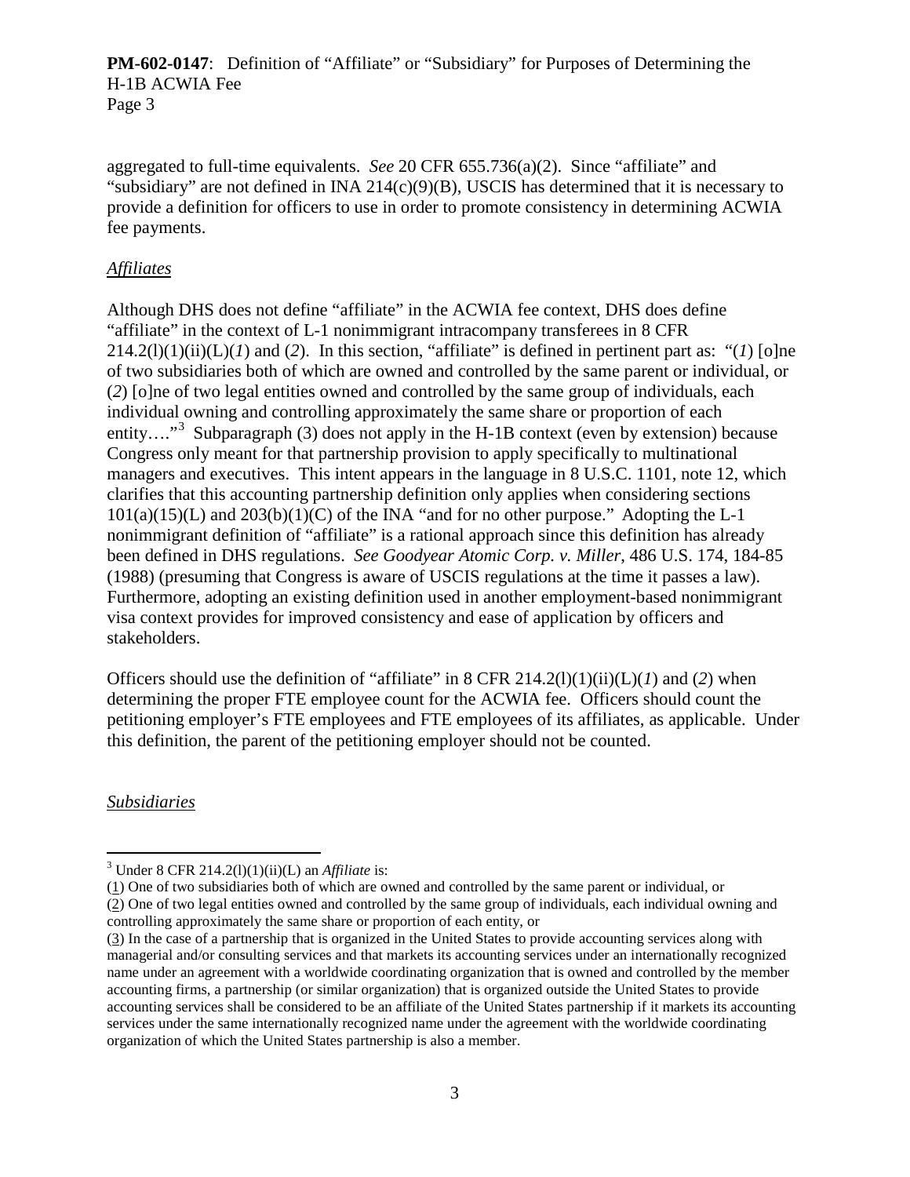aggregated to full-time equivalents. *See* 20 CFR 655.736(a)(2). Since "affiliate" and "subsidiary" are not defined in INA 214(c)(9)(B), USCIS has determined that it is necessary to provide a definition for officers to use in order to promote consistency in determining ACWIA fee payments.

*Affiliates*

Although DHS does not define "affiliate" in the ACWIA fee context, DHS does define "affiliate" in the context of L-1 nonimmigrant intracompany transferees in 8 CFR 214.2(l)(1)(ii)(L)(*1*) and (*2*). In this section, "affiliate" is defined in pertinent part as: "(*1*) [o]ne of two subsidiaries both of which are owned and controlled by the same parent or individual, or (*2*) [o]ne of two legal entities owned and controlled by the same group of individuals, each individual owning and controlling approximately the same share or proportion of each entity…."[3] Subparagraph (3) does not apply in the H-1B context (even by extension) because Congress only meant for that partnership provision to apply specifically to multinational managers and executives. This intent appears in the language in 8 U.S.C. 1101, note 12, which clarifies that this accounting partnership definition only applies when considering sections 101(a)(15)(L) and 203(b)(1)(C) of the INA "and for no other purpose." Adopting the L-1 nonimmigrant definition of "affiliate" is a rational approach since this definition has already been defined in DHS regulations. *See Goodyear Atomic Corp. v. Miller*, 486 U.S. 174, 184-85 (1988) (presuming that Congress is aware of USCIS regulations at the time it passes a law). Furthermore, adopting an existing definition used in another employment-based nonimmigrant visa context provides for improved consistency and ease of application by officers and stakeholders.

Officers should use the definition of "affiliate" in 8 CFR 214.2(l)(1)(ii)(L)(*1*) and (*2*) when determining the proper FTE employee count for the ACWIA fee. Officers should count the petitioning employer's FTE employees and FTE employees of its affiliates, as applicable. Under this definition, the parent of the petitioning employer should not be counted.

*Subsidiaries*

---

[3] Under 8 CFR 214.2(l)(1)(ii)(L) an *Affiliate* is:

(1) One of two subsidiaries both of which are owned and controlled by the same parent or individual, or

(2) One of two legal entities owned and controlled by the same group of individuals, each individual owning and controlling approximately the same share or proportion of each entity, or

(3) In the case of a partnership that is organized in the United States to provide accounting services along with managerial and/or consulting services and that markets its accounting services under an internationally recognized name under an agreement with a worldwide coordinating organization that is owned and controlled by the member accounting firms, a partnership (or similar organization) that is organized outside the United States to provide accounting services shall be considered to be an affiliate of the United States partnership if it markets its accounting services under the same internationally recognized name under the agreement with the worldwide coordinating organization of which the United States partnership is also a member.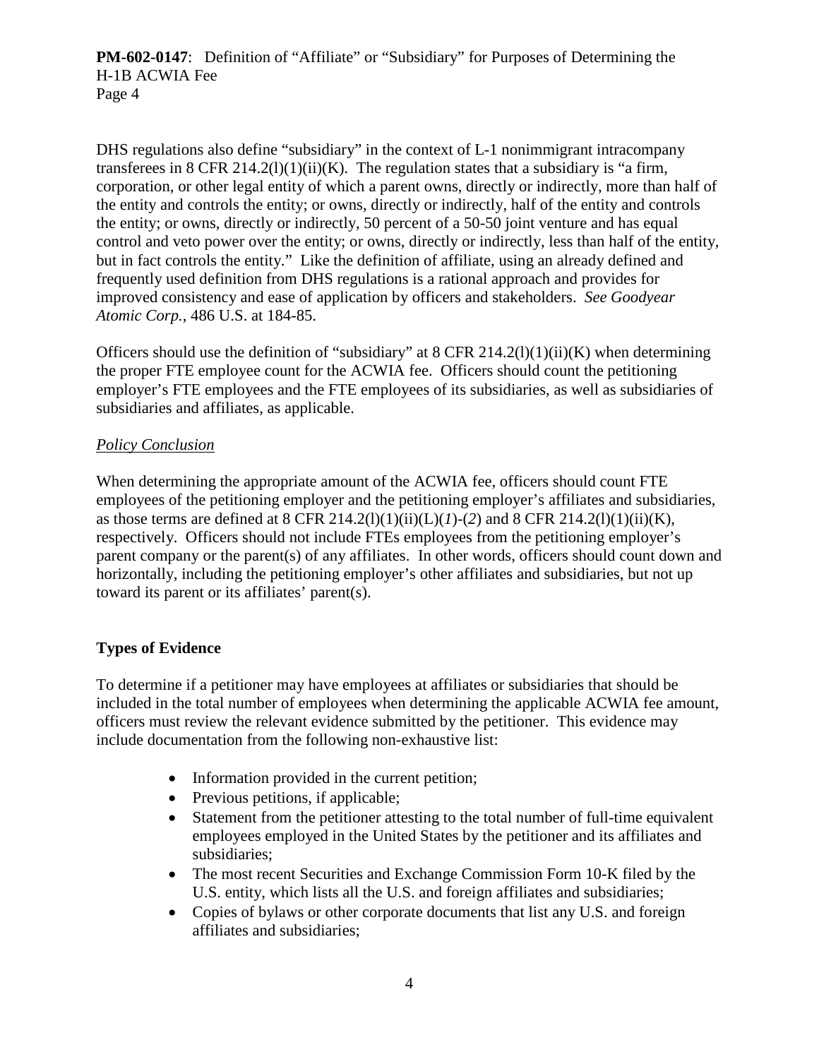DHS regulations also define "subsidiary" in the context of L-1 nonimmigrant intracompany transferees in 8 CFR 214.2(l)(1)(ii)(K). The regulation states that a subsidiary is "a firm, corporation, or other legal entity of which a parent owns, directly or indirectly, more than half of the entity and controls the entity; or owns, directly or indirectly, half of the entity and controls the entity; or owns, directly or indirectly, 50 percent of a 50-50 joint venture and has equal control and veto power over the entity; or owns, directly or indirectly, less than half of the entity, but in fact controls the entity." Like the definition of affiliate, using an already defined and frequently used definition from DHS regulations is a rational approach and provides for improved consistency and ease of application by officers and stakeholders. *See Goodyear Atomic Corp.*, 486 U.S. at 184-85.

Officers should use the definition of "subsidiary" at 8 CFR 214.2(l)(1)(ii)(K) when determining the proper FTE employee count for the ACWIA fee. Officers should count the petitioning employer's FTE employees and the FTE employees of its subsidiaries, as well as subsidiaries of subsidiaries and affiliates, as applicable.

*Policy Conclusion*

When determining the appropriate amount of the ACWIA fee, officers should count FTE employees of the petitioning employer and the petitioning employer's affiliates and subsidiaries, as those terms are defined at 8 CFR 214.2(l)(1)(ii)(L)(*1*)-(*2*) and 8 CFR 214.2(l)(1)(ii)(K), respectively. Officers should not include FTEs employees from the petitioning employer's parent company or the parent(s) of any affiliates. In other words, officers should count down and horizontally, including the petitioning employer's other affiliates and subsidiaries, but not up toward its parent or its affiliates' parent(s).

**Types of Evidence**

To determine if a petitioner may have employees at affiliates or subsidiaries that should be included in the total number of employees when determining the applicable ACWIA fee amount, officers must review the relevant evidence submitted by the petitioner. This evidence may include documentation from the following non-exhaustive list:

- Information provided in the current petition;
- Previous petitions, if applicable;
- Statement from the petitioner attesting to the total number of full-time equivalent employees employed in the United States by the petitioner and its affiliates and subsidiaries;
- The most recent Securities and Exchange Commission Form 10-K filed by the U.S. entity, which lists all the U.S. and foreign affiliates and subsidiaries;
- Copies of bylaws or other corporate documents that list any U.S. and foreign affiliates and subsidiaries;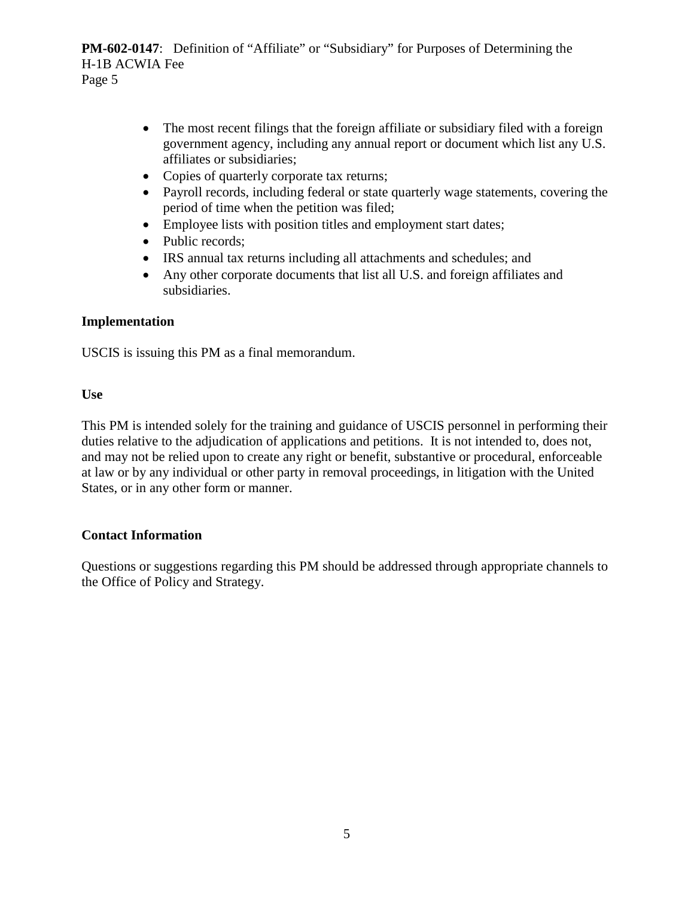- The most recent filings that the foreign affiliate or subsidiary filed with a foreign government agency, including any annual report or document which list any U.S. affiliates or subsidiaries;
- Copies of quarterly corporate tax returns;
- Payroll records, including federal or state quarterly wage statements, covering the period of time when the petition was filed;
- Employee lists with position titles and employment start dates;
- Public records;
- IRS annual tax returns including all attachments and schedules; and
- Any other corporate documents that list all U.S. and foreign affiliates and subsidiaries.

**Implementation**

USCIS is issuing this PM as a final memorandum.

**Use**

This PM is intended solely for the training and guidance of USCIS personnel in performing their duties relative to the adjudication of applications and petitions. It is not intended to, does not, and may not be relied upon to create any right or benefit, substantive or procedural, enforceable at law or by any individual or other party in removal proceedings, in litigation with the United States, or in any other form or manner.

**Contact Information**

Questions or suggestions regarding this PM should be addressed through appropriate channels to the Office of Policy and Strategy.